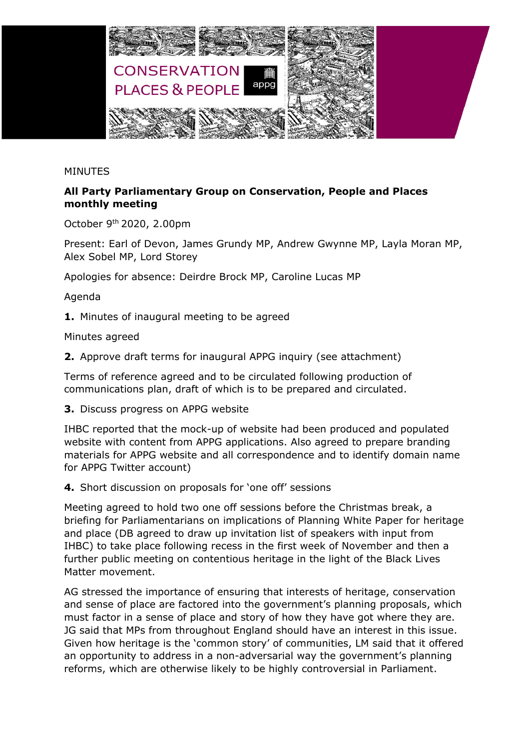CONSERVATION PLACES & PEOPLE appg

MINUTES

**All Party Parliamentary Group on Conservation, People and Places monthly meeting**

October 9th 2020, 2.00pm

Present: Earl of Devon, James Grundy MP, Andrew Gwynne MP, Layla Moran MP, Alex Sobel MP, Lord Storey

Apologies for absence: Deirdre Brock MP, Caroline Lucas MP

Agenda

**1.** Minutes of inaugural meeting to be agreed

Minutes agreed

**2.** Approve draft terms for inaugural APPG inquiry (see attachment)

Terms of reference agreed and to be circulated following production of communications plan, draft of which is to be prepared and circulated.

**3.** Discuss progress on APPG website

IHBC reported that the mock-up of website had been produced and populated website with content from APPG applications. Also agreed to prepare branding materials for APPG website and all correspondence and to identify domain name for APPG Twitter account)

**4.** Short discussion on proposals for 'one off' sessions

Meeting agreed to hold two one off sessions before the Christmas break, a briefing for Parliamentarians on implications of Planning White Paper for heritage and place (DB agreed to draw up invitation list of speakers with input from IHBC) to take place following recess in the first week of November and then a further public meeting on contentious heritage in the light of the Black Lives Matter movement.

AG stressed the importance of ensuring that interests of heritage, conservation and sense of place are factored into the government's planning proposals, which must factor in a sense of place and story of how they have got where they are. JG said that MPs from throughout England should have an interest in this issue. Given how heritage is the 'common story' of communities, LM said that it offered an opportunity to address in a non-adversarial way the government's planning reforms, which are otherwise likely to be highly controversial in Parliament.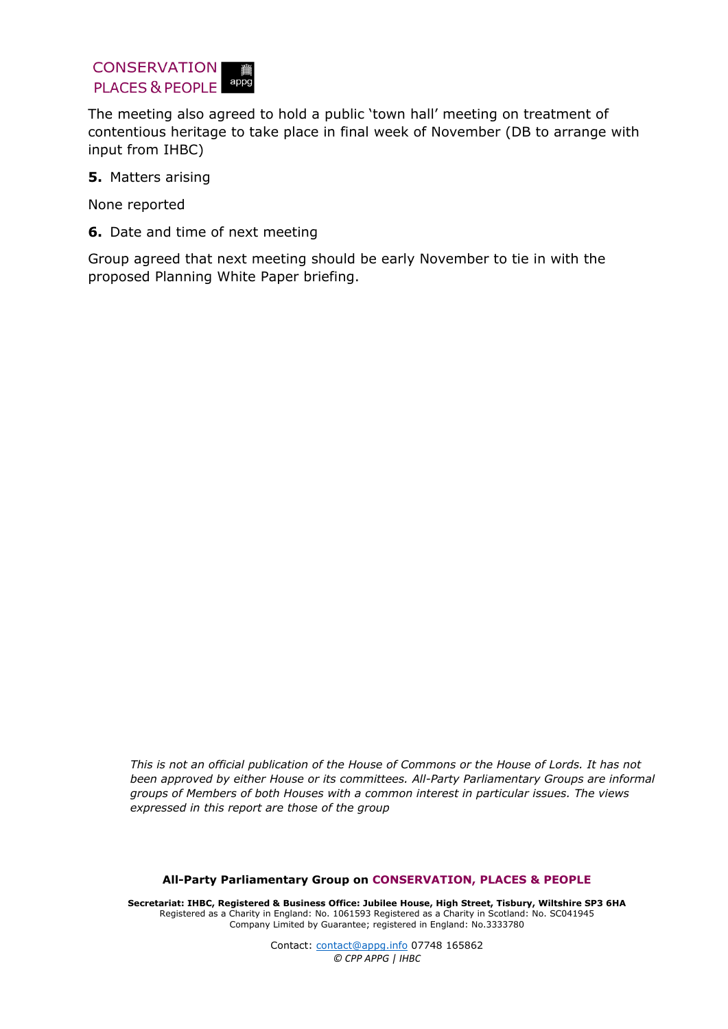The meeting also agreed to hold a public 'town hall' meeting on treatment of contentious heritage to take place in final week of November (DB to arrange with input from IHBC)

**5.** Matters arising

None reported

**6.** Date and time of next meeting

Group agreed that next meeting should be early November to tie in with the proposed Planning White Paper briefing.

*This is not an official publication of the House of Commons or the House of Lords. It has not been approved by either House or its committees. All-Party Parliamentary Groups are informal groups of Members of both Houses with a common interest in particular issues. The views expressed in this report are those of the group*

**All-Party Parliamentary Group on CONSERVATION, PLACES & PEOPLE**

**Secretariat: IHBC, Registered & Business Office: Jubilee House, High Street, Tisbury, Wiltshire SP3 6HA**
Registered as a Charity in England: No. 1061593 Registered as a Charity in Scotland: No. SC041945
Company Limited by Guarantee; registered in England: No.3333780

Contact: contact@appg.info 07748 165862
*© CPP APPG | IHBC*